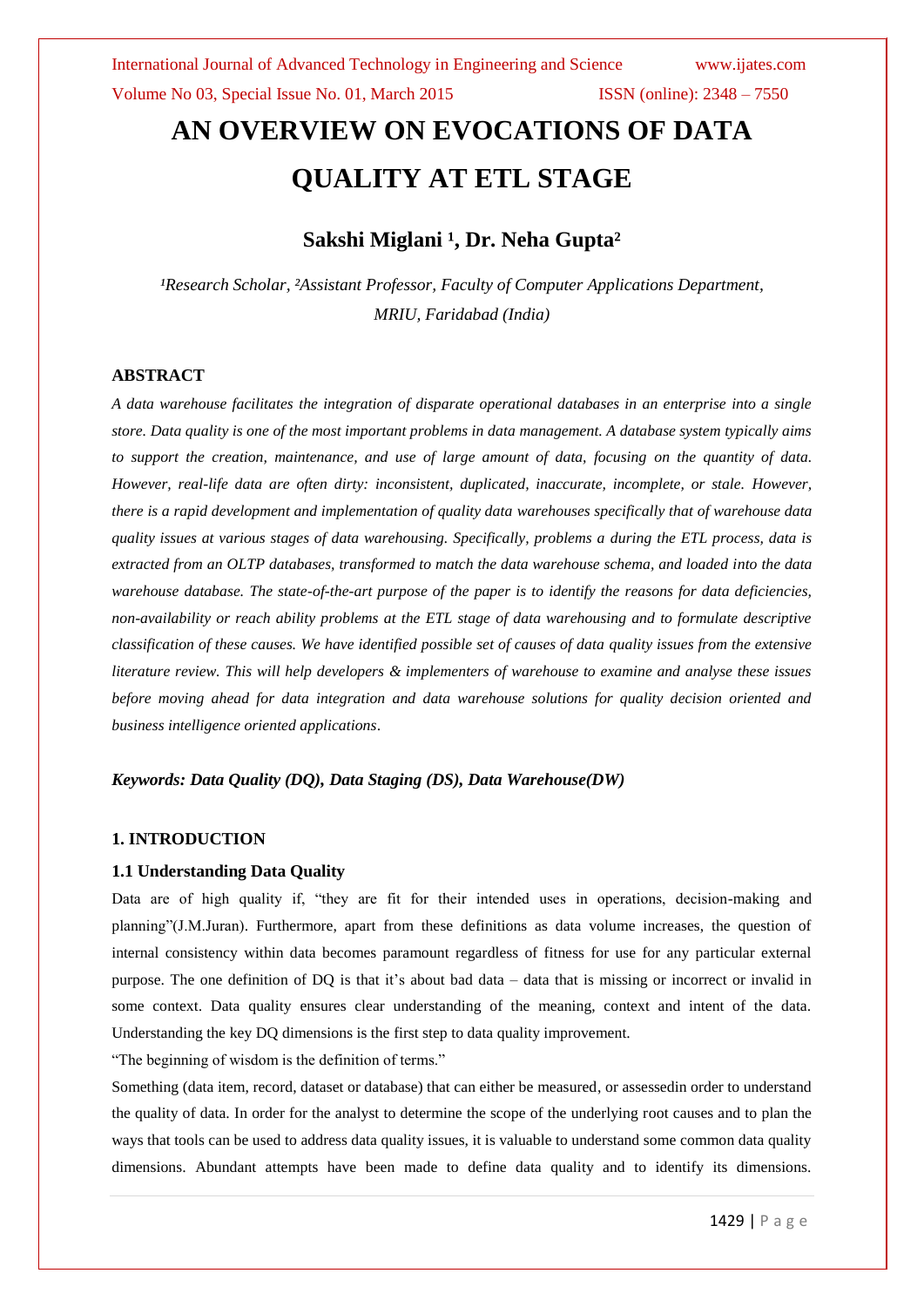# AN OVERVIEW ON EVOCATIONS OF DATA QUALITY AT ETL STAGE

## Sakshi Miglani [1], Dr. Neha Gupta[2]

*[1]Research Scholar, [2]Assistant Professor, Faculty of Computer Applications Department, MRIU, Faridabad (India)*

### ABSTRACT

*A data warehouse facilitates the integration of disparate operational databases in an enterprise into a single store. Data quality is one of the most important problems in data management. A database system typically aims to support the creation, maintenance, and use of large amount of data, focusing on the quantity of data. However, real-life data are often dirty: inconsistent, duplicated, inaccurate, incomplete, or stale. However, there is a rapid development and implementation of quality data warehouses specifically that of warehouse data quality issues at various stages of data warehousing. Specifically, problems a during the ETL process, data is extracted from an OLTP databases, transformed to match the data warehouse schema, and loaded into the data warehouse database. The state-of-the-art purpose of the paper is to identify the reasons for data deficiencies, non-availability or reach ability problems at the ETL stage of data warehousing and to formulate descriptive classification of these causes. We have identified possible set of causes of data quality issues from the extensive literature review. This will help developers & implementers of warehouse to examine and analyse these issues before moving ahead for data integration and data warehouse solutions for quality decision oriented and business intelligence oriented applications.*

***Keywords: Data Quality (DQ), Data Staging (DS), Data Warehouse(DW)***

### 1. INTRODUCTION

#### 1.1 Understanding Data Quality

Data are of high quality if, "they are fit for their intended uses in operations, decision-making and planning"(J.M.Juran). Furthermore, apart from these definitions as data volume increases, the question of internal consistency within data becomes paramount regardless of fitness for use for any particular external purpose. The one definition of DQ is that it's about bad data – data that is missing or incorrect or invalid in some context. Data quality ensures clear understanding of the meaning, context and intent of the data. Understanding the key DQ dimensions is the first step to data quality improvement.

"The beginning of wisdom is the definition of terms."

Something (data item, record, dataset or database) that can either be measured, or assessedin order to understand the quality of data. In order for the analyst to determine the scope of the underlying root causes and to plan the ways that tools can be used to address data quality issues, it is valuable to understand some common data quality dimensions. Abundant attempts have been made to define data quality and to identify its dimensions.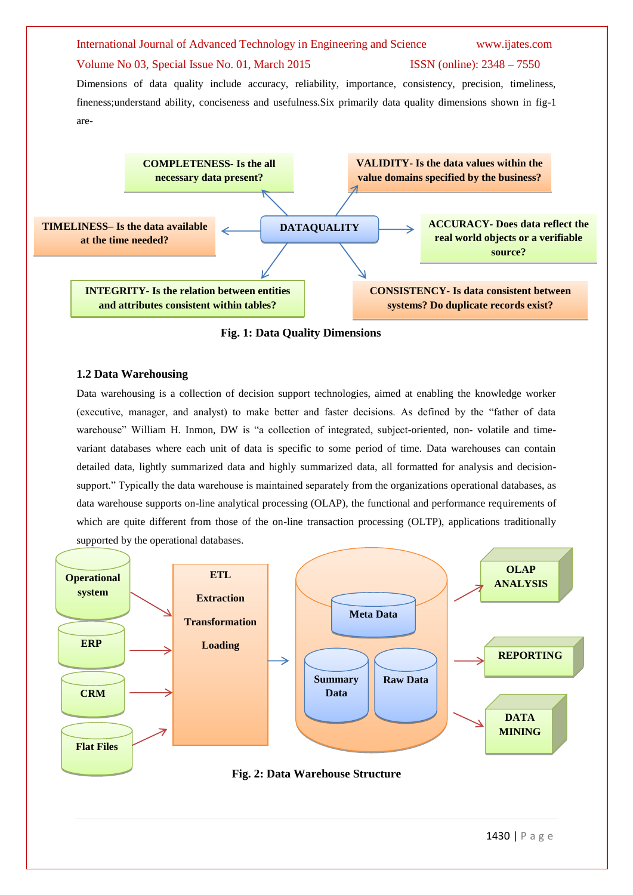Dimensions of data quality include accuracy, reliability, importance, consistency, precision, timeliness, fineness;understand ability, conciseness and usefulness.Six primarily data quality dimensions shown in fig-1 are-

COMPLETENESS- Is the all necessary data present?

VALIDITY- Is the data values within the value domains specified by the business?

TIMELINESS– Is the data available at the time needed?

DATAQUALITY

ACCURACY- Does data reflect the real world objects or a verifiable source?

INTEGRITY- Is the relation between entities and attributes consistent within tables?

CONSISTENCY- Is data consistent between systems? Do duplicate records exist?

**Fig. 1: Data Quality Dimensions**

### 1.2 Data Warehousing

Data warehousing is a collection of decision support technologies, aimed at enabling the knowledge worker (executive, manager, and analyst) to make better and faster decisions. As defined by the "father of data warehouse" William H. Inmon, DW is "a collection of integrated, subject-oriented, non- volatile and time-variant databases where each unit of data is specific to some period of time. Data warehouses can contain detailed data, lightly summarized data and highly summarized data, all formatted for analysis and decision-support." Typically the data warehouse is maintained separately from the organizations operational databases, as data warehouse supports on-line analytical processing (OLAP), the functional and performance requirements of which are quite different from those of the on-line transaction processing (OLTP), applications traditionally supported by the operational databases.

Operational system, ERP, CRM, Flat Files → ETL (Extraction, Transformation, Loading) → Meta Data, Summary Data, Raw Data → OLAP ANALYSIS, REPORTING, DATA MINING

**Fig. 2: Data Warehouse Structure**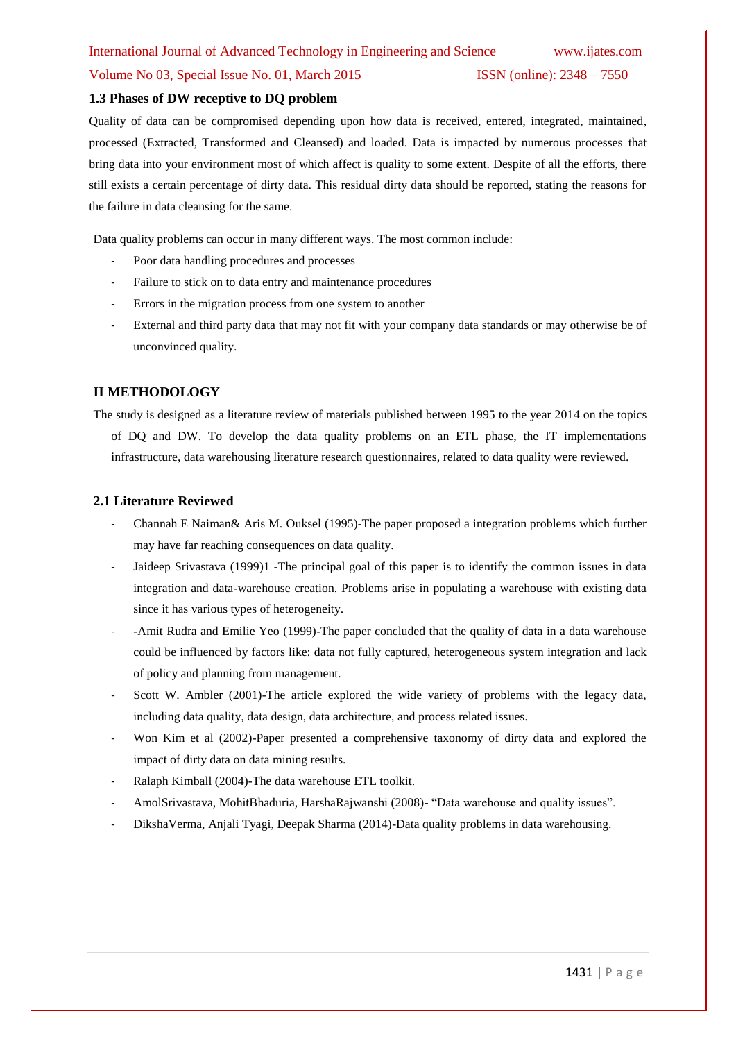### 1.3 Phases of DW receptive to DQ problem

Quality of data can be compromised depending upon how data is received, entered, integrated, maintained, processed (Extracted, Transformed and Cleansed) and loaded. Data is impacted by numerous processes that bring data into your environment most of which affect is quality to some extent. Despite of all the efforts, there still exists a certain percentage of dirty data. This residual dirty data should be reported, stating the reasons for the failure in data cleansing for the same.

Data quality problems can occur in many different ways. The most common include:

- Poor data handling procedures and processes
- Failure to stick on to data entry and maintenance procedures
- Errors in the migration process from one system to another
- External and third party data that may not fit with your company data standards or may otherwise be of unconvinced quality.

## II METHODOLOGY

The study is designed as a literature review of materials published between 1995 to the year 2014 on the topics of DQ and DW. To develop the data quality problems on an ETL phase, the IT implementations infrastructure, data warehousing literature research questionnaires, related to data quality were reviewed.

### 2.1 Literature Reviewed

- Channah E Naiman& Aris M. Ouksel (1995)-The paper proposed a integration problems which further may have far reaching consequences on data quality.
- Jaideep Srivastava (1999)1 -The principal goal of this paper is to identify the common issues in data integration and data-warehouse creation. Problems arise in populating a warehouse with existing data since it has various types of heterogeneity.
- -Amit Rudra and Emilie Yeo (1999)-The paper concluded that the quality of data in a data warehouse could be influenced by factors like: data not fully captured, heterogeneous system integration and lack of policy and planning from management.
- Scott W. Ambler (2001)-The article explored the wide variety of problems with the legacy data, including data quality, data design, data architecture, and process related issues.
- Won Kim et al (2002)-Paper presented a comprehensive taxonomy of dirty data and explored the impact of dirty data on data mining results.
- Ralaph Kimball (2004)-The data warehouse ETL toolkit.
- AmolSrivastava, MohitBhaduria, HarshaRajwanshi (2008)- "Data warehouse and quality issues".
- DikshaVerma, Anjali Tyagi, Deepak Sharma (2014)-Data quality problems in data warehousing.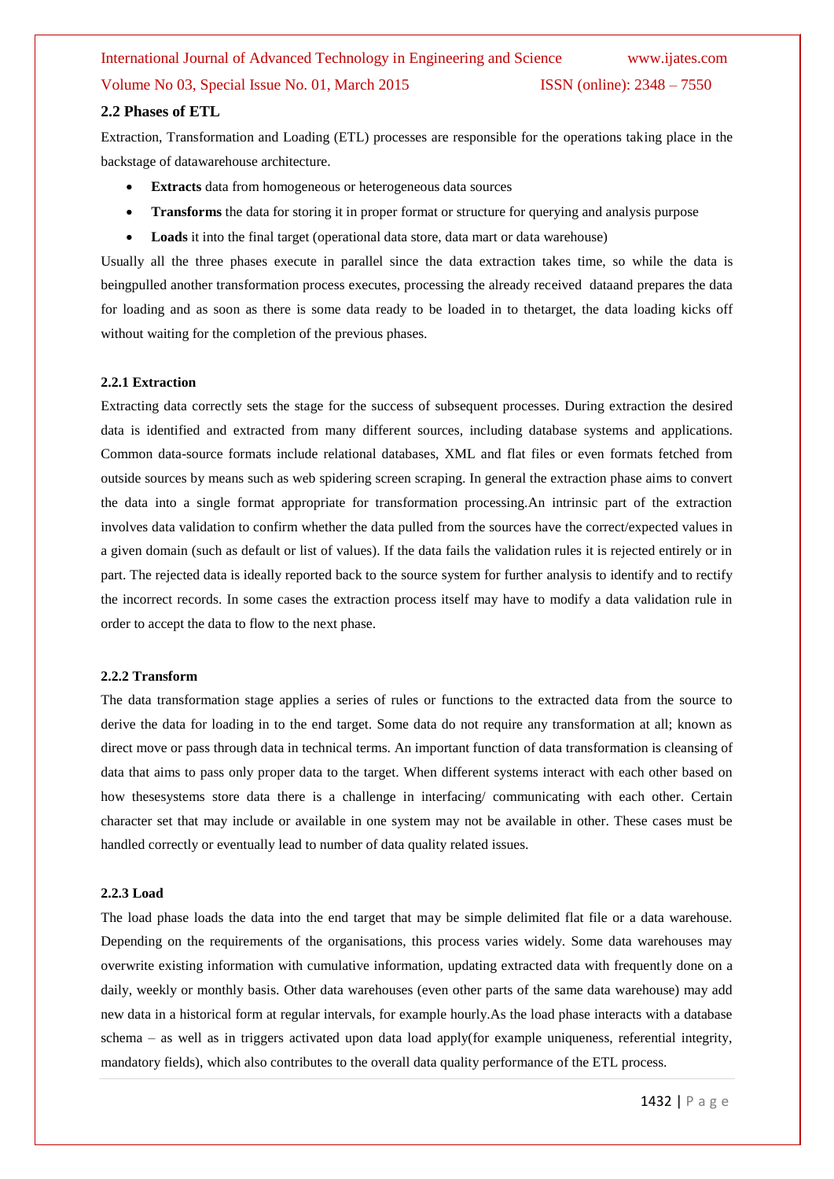### 2.2 Phases of ETL

Extraction, Transformation and Loading (ETL) processes are responsible for the operations taking place in the backstage of datawarehouse architecture.

- **Extracts** data from homogeneous or heterogeneous data sources
- **Transforms** the data for storing it in proper format or structure for querying and analysis purpose
- **Loads** it into the final target (operational data store, data mart or data warehouse)

Usually all the three phases execute in parallel since the data extraction takes time, so while the data is beingpulled another transformation process executes, processing the already received dataand prepares the data for loading and as soon as there is some data ready to be loaded in to thetarget, the data loading kicks off without waiting for the completion of the previous phases.

#### 2.2.1 Extraction

Extracting data correctly sets the stage for the success of subsequent processes. During extraction the desired data is identified and extracted from many different sources, including database systems and applications. Common data-source formats include relational databases, XML and flat files or even formats fetched from outside sources by means such as web spidering screen scraping. In general the extraction phase aims to convert the data into a single format appropriate for transformation processing.An intrinsic part of the extraction involves data validation to confirm whether the data pulled from the sources have the correct/expected values in a given domain (such as default or list of values). If the data fails the validation rules it is rejected entirely or in part. The rejected data is ideally reported back to the source system for further analysis to identify and to rectify the incorrect records. In some cases the extraction process itself may have to modify a data validation rule in order to accept the data to flow to the next phase.

#### 2.2.2 Transform

The data transformation stage applies a series of rules or functions to the extracted data from the source to derive the data for loading in to the end target. Some data do not require any transformation at all; known as direct move or pass through data in technical terms. An important function of data transformation is cleansing of data that aims to pass only proper data to the target. When different systems interact with each other based on how thesesystems store data there is a challenge in interfacing/ communicating with each other. Certain character set that may include or available in one system may not be available in other. These cases must be handled correctly or eventually lead to number of data quality related issues.

#### 2.2.3 Load

The load phase loads the data into the end target that may be simple delimited flat file or a data warehouse. Depending on the requirements of the organisations, this process varies widely. Some data warehouses may overwrite existing information with cumulative information, updating extracted data with frequently done on a daily, weekly or monthly basis. Other data warehouses (even other parts of the same data warehouse) may add new data in a historical form at regular intervals, for example hourly.As the load phase interacts with a database schema – as well as in triggers activated upon data load apply(for example uniqueness, referential integrity, mandatory fields), which also contributes to the overall data quality performance of the ETL process.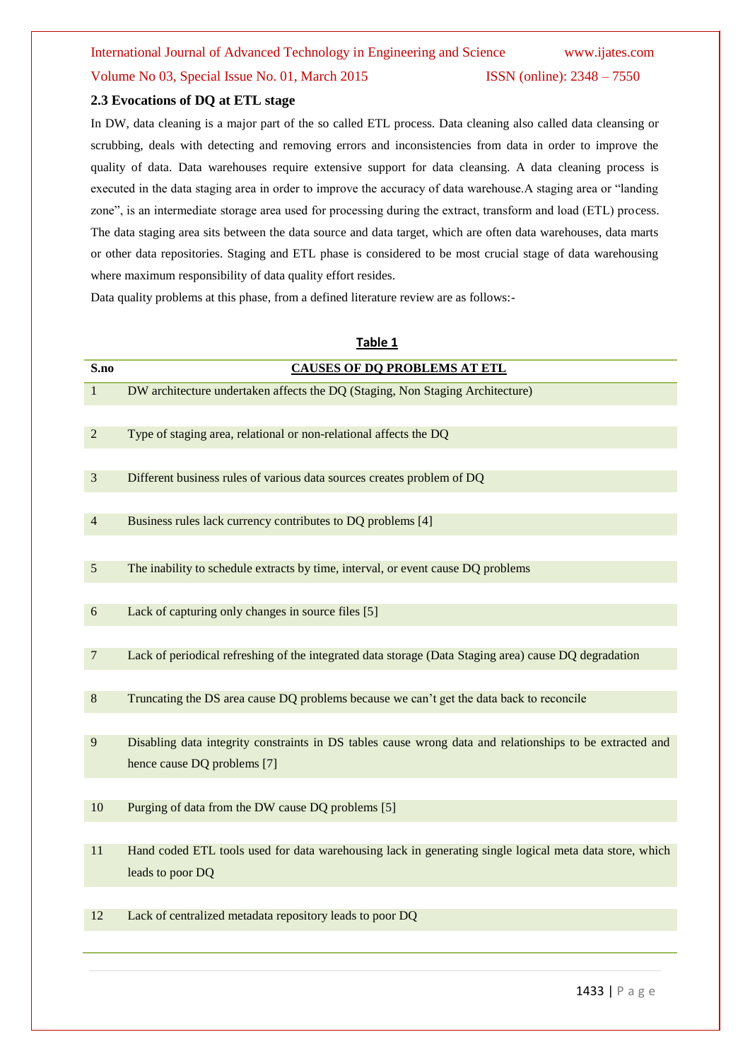### 2.3 Evocations of DQ at ETL stage

In DW, data cleaning is a major part of the so called ETL process. Data cleaning also called data cleansing or scrubbing, deals with detecting and removing errors and inconsistencies from data in order to improve the quality of data. Data warehouses require extensive support for data cleansing. A data cleaning process is executed in the data staging area in order to improve the accuracy of data warehouse.A staging area or "landing zone", is an intermediate storage area used for processing during the extract, transform and load (ETL) process. The data staging area sits between the data source and data target, which are often data warehouses, data marts or other data repositories. Staging and ETL phase is considered to be most crucial stage of data warehousing where maximum responsibility of data quality effort resides.

Data quality problems at this phase, from a defined literature review are as follows:-

**Table 1**

| S.no | CAUSES OF DQ PROBLEMS AT ETL |
|---|---|
| 1 | DW architecture undertaken affects the DQ (Staging, Non Staging Architecture) |
| 2 | Type of staging area, relational or non-relational affects the DQ |
| 3 | Different business rules of various data sources creates problem of DQ |
| 4 | Business rules lack currency contributes to DQ problems [4] |
| 5 | The inability to schedule extracts by time, interval, or event cause DQ problems |
| 6 | Lack of capturing only changes in source files [5] |
| 7 | Lack of periodical refreshing of the integrated data storage (Data Staging area) cause DQ degradation |
| 8 | Truncating the DS area cause DQ problems because we can't get the data back to reconcile |
| 9 | Disabling data integrity constraints in DS tables cause wrong data and relationships to be extracted and hence cause DQ problems [7] |
| 10 | Purging of data from the DW cause DQ problems [5] |
| 11 | Hand coded ETL tools used for data warehousing lack in generating single logical meta data store, which leads to poor DQ |
| 12 | Lack of centralized metadata repository leads to poor DQ |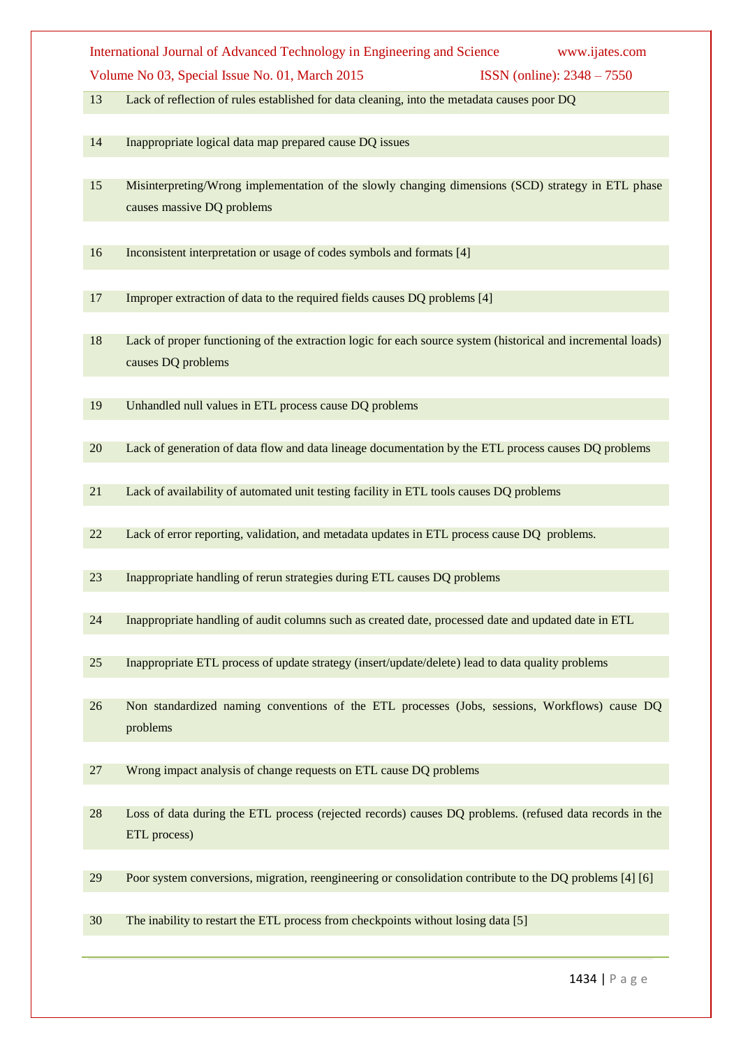| | |
|---|---|
| 13 | Lack of reflection of rules established for data cleaning, into the metadata causes poor DQ |
| 14 | Inappropriate logical data map prepared cause DQ issues |
| 15 | Misinterpreting/Wrong implementation of the slowly changing dimensions (SCD) strategy in ETL phase causes massive DQ problems |
| 16 | Inconsistent interpretation or usage of codes symbols and formats [4] |
| 17 | Improper extraction of data to the required fields causes DQ problems [4] |
| 18 | Lack of proper functioning of the extraction logic for each source system (historical and incremental loads) causes DQ problems |
| 19 | Unhandled null values in ETL process cause DQ problems |
| 20 | Lack of generation of data flow and data lineage documentation by the ETL process causes DQ problems |
| 21 | Lack of availability of automated unit testing facility in ETL tools causes DQ problems |
| 22 | Lack of error reporting, validation, and metadata updates in ETL process cause DQ problems. |
| 23 | Inappropriate handling of rerun strategies during ETL causes DQ problems |
| 24 | Inappropriate handling of audit columns such as created date, processed date and updated date in ETL |
| 25 | Inappropriate ETL process of update strategy (insert/update/delete) lead to data quality problems |
| 26 | Non standardized naming conventions of the ETL processes (Jobs, sessions, Workflows) cause DQ problems |
| 27 | Wrong impact analysis of change requests on ETL cause DQ problems |
| 28 | Loss of data during the ETL process (rejected records) causes DQ problems. (refused data records in the ETL process) |
| 29 | Poor system conversions, migration, reengineering or consolidation contribute to the DQ problems [4] [6] |
| 30 | The inability to restart the ETL process from checkpoints without losing data [5] |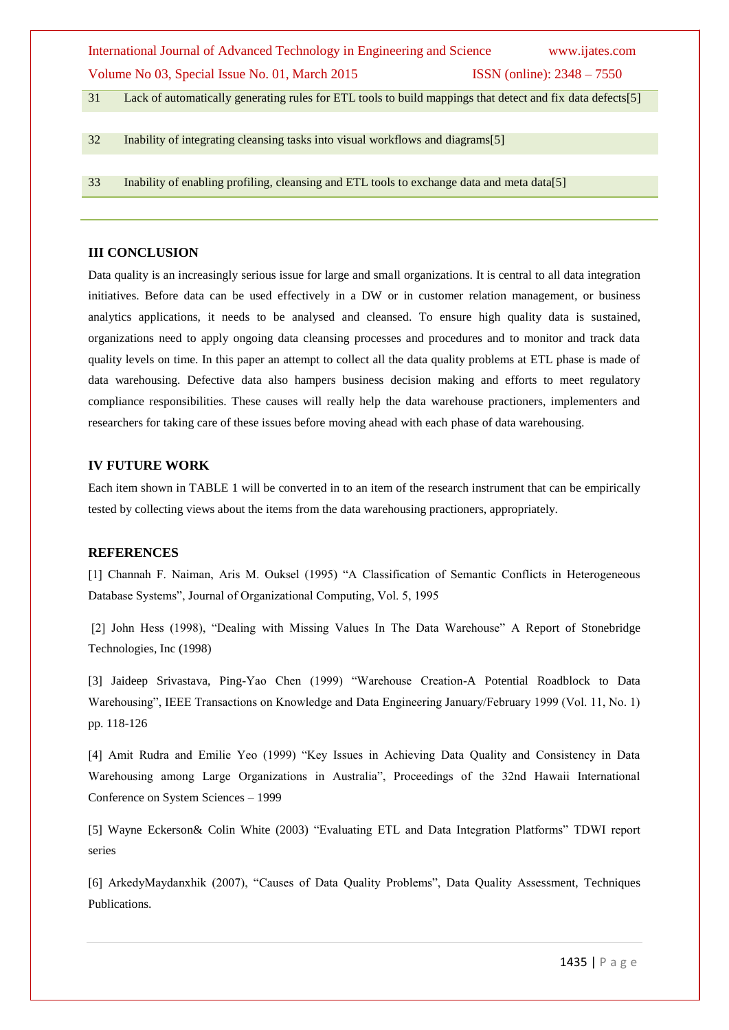| | |
|---|---|
| 31 | Lack of automatically generating rules for ETL tools to build mappings that detect and fix data defects[5] |
| 32 | Inability of integrating cleansing tasks into visual workflows and diagrams[5] |
| 33 | Inability of enabling profiling, cleansing and ETL tools to exchange data and meta data[5] |

## III CONCLUSION

Data quality is an increasingly serious issue for large and small organizations. It is central to all data integration initiatives. Before data can be used effectively in a DW or in customer relation management, or business analytics applications, it needs to be analysed and cleansed. To ensure high quality data is sustained, organizations need to apply ongoing data cleansing processes and procedures and to monitor and track data quality levels on time. In this paper an attempt to collect all the data quality problems at ETL phase is made of data warehousing. Defective data also hampers business decision making and efforts to meet regulatory compliance responsibilities. These causes will really help the data warehouse practioners, implementers and researchers for taking care of these issues before moving ahead with each phase of data warehousing.

## IV FUTURE WORK

Each item shown in TABLE 1 will be converted in to an item of the research instrument that can be empirically tested by collecting views about the items from the data warehousing practioners, appropriately.

## REFERENCES

[1] Channah F. Naiman, Aris M. Ouksel (1995) "A Classification of Semantic Conflicts in Heterogeneous Database Systems", Journal of Organizational Computing, Vol. 5, 1995

[2] John Hess (1998), "Dealing with Missing Values In The Data Warehouse" A Report of Stonebridge Technologies, Inc (1998)

[3] Jaideep Srivastava, Ping-Yao Chen (1999) "Warehouse Creation-A Potential Roadblock to Data Warehousing", IEEE Transactions on Knowledge and Data Engineering January/February 1999 (Vol. 11, No. 1) pp. 118-126

[4] Amit Rudra and Emilie Yeo (1999) "Key Issues in Achieving Data Quality and Consistency in Data Warehousing among Large Organizations in Australia", Proceedings of the 32nd Hawaii International Conference on System Sciences – 1999

[5] Wayne Eckerson& Colin White (2003) "Evaluating ETL and Data Integration Platforms" TDWI report series

[6] ArkedyMaydanxhik (2007), "Causes of Data Quality Problems", Data Quality Assessment, Techniques Publications.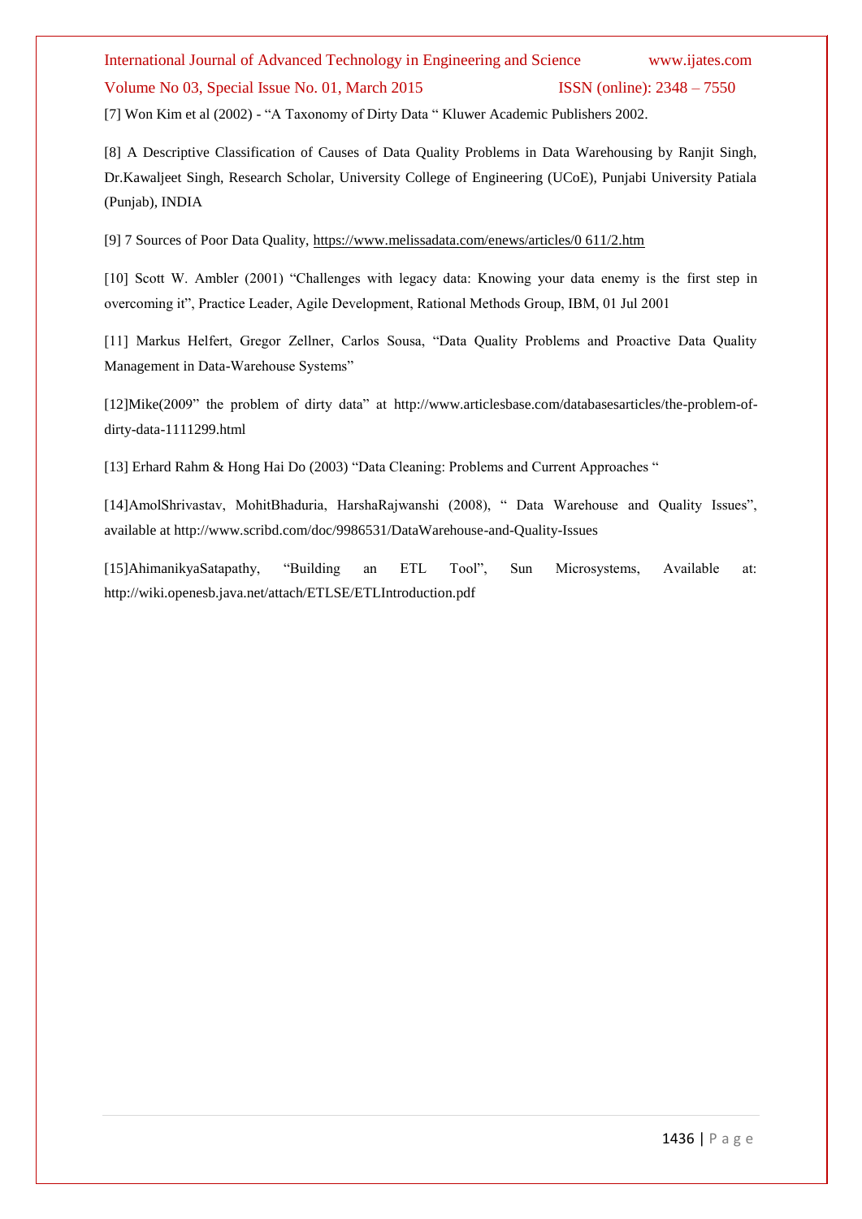[7] Won Kim et al (2002) - "A Taxonomy of Dirty Data " Kluwer Academic Publishers 2002.

[8] A Descriptive Classification of Causes of Data Quality Problems in Data Warehousing by Ranjit Singh, Dr.Kawaljeet Singh, Research Scholar, University College of Engineering (UCoE), Punjabi University Patiala (Punjab), INDIA

[9] 7 Sources of Poor Data Quality, https://www.melissadata.com/enews/articles/0 611/2.htm

[10] Scott W. Ambler (2001) "Challenges with legacy data: Knowing your data enemy is the first step in overcoming it", Practice Leader, Agile Development, Rational Methods Group, IBM, 01 Jul 2001

[11] Markus Helfert, Gregor Zellner, Carlos Sousa, "Data Quality Problems and Proactive Data Quality Management in Data-Warehouse Systems"

[12]Mike(2009" the problem of dirty data" at http://www.articlesbase.com/databasesarticles/the-problem-of-dirty-data-1111299.html

[13] Erhard Rahm & Hong Hai Do (2003) "Data Cleaning: Problems and Current Approaches "

[14]AmolShrivastav, MohitBhaduria, HarshaRajwanshi (2008), " Data Warehouse and Quality Issues", available at http://www.scribd.com/doc/9986531/DataWarehouse-and-Quality-Issues

[15]AhimanikyaSatapathy, "Building an ETL Tool", Sun Microsystems, Available at: http://wiki.openesb.java.net/attach/ETLSE/ETLIntroduction.pdf